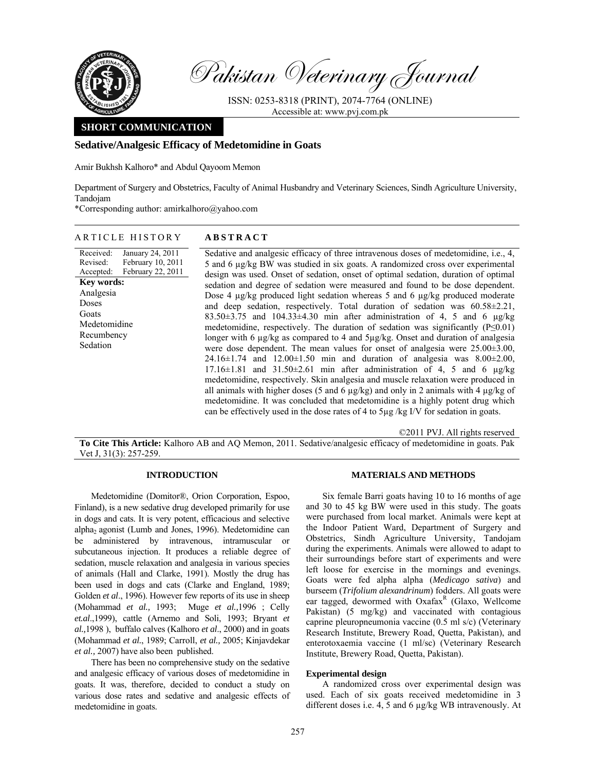**SHORT COMMUNICATION**

# Sedative/Analgesic Efficacy of Medetomidine in Goats

Amir Bukhsh Kalhoro* and Abdul Qayoom Memon

Department of Surgery and Obstetrics, Faculty of Animal Husbandry and Veterinary Sciences, Sindh Agriculture University, Tandojam

*Corresponding author: amirkalhoro@yahoo.com

**ARTICLE HISTORY**

Received: January 24, 2011
Revised: February 10, 2011
Accepted: February 22, 2011

**Key words:**
Analgesia
Doses
Goats
Medetomidine
Recumbency
Sedation

**ABSTRACT**

Sedative and analgesic efficacy of three intravenous doses of medetomidine, i.e., 4, 5 and 6 µg/kg BW was studied in six goats. A randomized cross over experimental design was used. Onset of sedation, onset of optimal sedation, duration of optimal sedation and degree of sedation were measured and found to be dose dependent. Dose 4 µg/kg produced light sedation whereas 5 and 6 µg/kg produced moderate and deep sedation, respectively. Total duration of sedation was 60.58±2.21, 83.50±3.75 and 104.33±4.30 min after administration of 4, 5 and 6 µg/kg medetomidine, respectively. The duration of sedation was significantly ($P \leq 0.01$) longer with 6 µg/kg as compared to 4 and 5µg/kg. Onset and duration of analgesia were dose dependent. The mean values for onset of analgesia were 25.00±3.00, 24.16±1.74 and 12.00±1.50 min and duration of analgesia was 8.00±2.00, 17.16±1.81 and 31.50±2.61 min after administration of 4, 5 and 6 µg/kg medetomidine, respectively. Skin analgesia and muscle relaxation were produced in all animals with higher doses (5 and 6 µg/kg) and only in 2 animals with 4 µg/kg of medetomidine. It was concluded that medetomidine is a highly potent drug which can be effectively used in the dose rates of 4 to 5µg /kg I/V for sedation in goats.

©2011 PVJ. All rights reserved

**To Cite This Article:** Kalhoro AB and AQ Memon, 2011. Sedative/analgesic efficacy of medetomidine in goats. Pak Vet J, 31(3): 257-259.

## INTRODUCTION

Medetomidine (Domitor®, Orion Corporation, Espoo, Finland), is a new sedative drug developed primarily for use in dogs and cats. It is very potent, efficacious and selective alpha$_2$ agonist (Lumb and Jones, 1996). Medetomidine can be administered by intravenous, intramuscular or subcutaneous injection. It produces a reliable degree of sedation, muscle relaxation and analgesia in various species of animals (Hall and Clarke, 1991). Mostly the drug has been used in dogs and cats (Clarke and England, 1989; Golden *et al*., 1996). However few reports of its use in sheep (Mohammad *et al.,* 1993; Muge *et al.,*1996 ; Celly *et.al*.,1999), cattle (Arnemo and Soli, 1993; Bryant *et al.,*1998 ), buffalo calves (Kalhoro *et al*., 2000) and in goats (Mohammad *et al.*, 1989; Carroll, *et al.,* 2005; Kinjavdekar *et al.,* 2007) have also been published.

There has been no comprehensive study on the sedative and analgesic efficacy of various doses of medetomidine in goats. It was, therefore, decided to conduct a study on various dose rates and sedative and analgesic effects of medetomidine in goats.

## MATERIALS AND METHODS

Six female Barri goats having 10 to 16 months of age and 30 to 45 kg BW were used in this study. The goats were purchased from local market. Animals were kept at the Indoor Patient Ward, Department of Surgery and Obstetrics, Sindh Agriculture University, Tandojam during the experiments. Animals were allowed to adapt to their surroundings before start of experiments and were left loose for exercise in the mornings and evenings. Goats were fed alpha alpha (*Medicago sativa*) and burseem (*Trifolium alexandrinum*) fodders. All goats were ear tagged, dewormed with Oxafax$^{R}$ (Glaxo, Wellcome Pakistan) (5 mg/kg) and vaccinated with contagious caprine pleuropneumonia vaccine (0.5 ml s/c) (Veterinary Research Institute, Brewery Road, Quetta, Pakistan), and enterotoxaemia vaccine (1 ml/sc) (Veterinary Research Institute, Brewery Road, Quetta, Pakistan).

### Experimental design

A randomized cross over experimental design was used. Each of six goats received medetomidine in 3 different doses i.e. 4, 5 and 6 µg/kg WB intravenously. At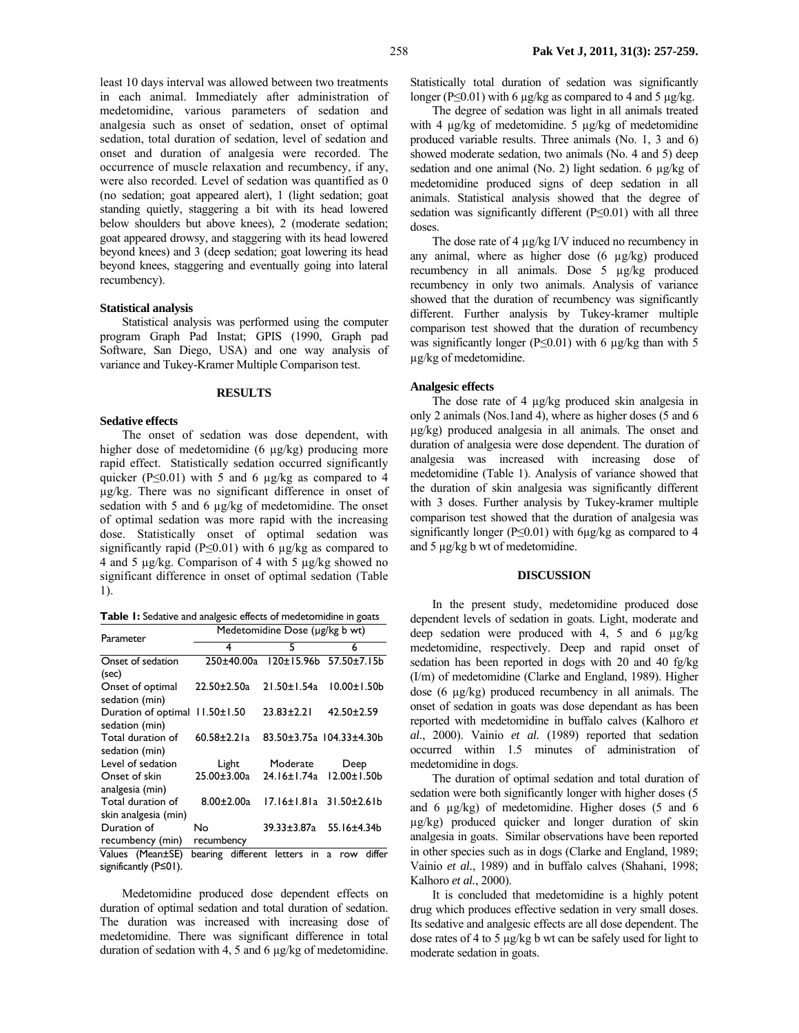least 10 days interval was allowed between two treatments in each animal. Immediately after administration of medetomidine, various parameters of sedation and analgesia such as onset of sedation, onset of optimal sedation, total duration of sedation, level of sedation and onset and duration of analgesia were recorded. The occurrence of muscle relaxation and recumbency, if any, were also recorded. Level of sedation was quantified as 0 (no sedation; goat appeared alert), 1 (light sedation; goat standing quietly, staggering a bit with its head lowered below shoulders but above knees), 2 (moderate sedation; goat appeared drowsy, and staggering with its head lowered beyond knees) and 3 (deep sedation; goat lowering its head beyond knees, staggering and eventually going into lateral recumbency).

### Statistical analysis

Statistical analysis was performed using the computer program Graph Pad Instat; GPIS (1990, Graph pad Software, San Diego, USA) and one way analysis of variance and Tukey-Kramer Multiple Comparison test.

## RESULTS

### Sedative effects

The onset of sedation was dose dependent, with higher dose of medetomidine (6 µg/kg) producing more rapid effect. Statistically sedation occurred significantly quicker (P≤0.01) with 5 and 6 µg/kg as compared to 4 µg/kg. There was no significant difference in onset of sedation with 5 and 6 µg/kg of medetomidine. The onset of optimal sedation was more rapid with the increasing dose. Statistically onset of optimal sedation was significantly rapid (P≤0.01) with 6 µg/kg as compared to 4 and 5 µg/kg. Comparison of 4 with 5 µg/kg showed no significant difference in onset of optimal sedation (Table 1).

**Table 1:** Sedative and analgesic effects of medetomidine in goats

| Parameter | Medetomidine Dose (µg/kg b wt) | | |
|---|---|---|---|
| | 4 | 5 | 6 |
| Onset of sedation (sec) | 250±40.00a | 120±15.96b | 57.50±7.15b |
| Onset of optimal sedation (min) | 22.50±2.50a | 21.50±1.54a | 10.00±1.50b |
| Duration of optimal sedation (min) | 11.50±1.50 | 23.83±2.21 | 42.50±2.59 |
| Total duration of sedation (min) | 60.58±2.21a | 83.50±3.75a | 104.33±4.30b |
| Level of sedation | Light | Moderate | Deep |
| Onset of skin analgesia (min) | 25.00±3.00a | 24.16±1.74a | 12.00±1.50b |
| Total duration of skin analgesia (min) | 8.00±2.00a | 17.16±1.81a | 31.50±2.61b |
| Duration of recumbency (min) | No recumbency | 39.33±3.87a | 55.16±4.34b |

Values (Mean±SE) bearing different letters in a row differ significantly (P≤01).

Medetomidine produced dose dependent effects on duration of optimal sedation and total duration of sedation. The duration was increased with increasing dose of medetomidine. There was significant difference in total duration of sedation with 4, 5 and 6 µg/kg of medetomidine. Statistically total duration of sedation was significantly longer (P≤0.01) with 6 µg/kg as compared to 4 and 5 µg/kg.

The degree of sedation was light in all animals treated with 4 µg/kg of medetomidine. 5 µg/kg of medetomidine produced variable results. Three animals (No. 1, 3 and 6) showed moderate sedation, two animals (No. 4 and 5) deep sedation and one animal (No. 2) light sedation. 6 µg/kg of medetomidine produced signs of deep sedation in all animals. Statistical analysis showed that the degree of sedation was significantly different (P≤0.01) with all three doses.

The dose rate of 4 µg/kg I/V induced no recumbency in any animal, where as higher dose (6 µg/kg) produced recumbency in all animals. Dose 5 µg/kg produced recumbency in only two animals. Analysis of variance showed that the duration of recumbency was significantly different. Further analysis by Tukey-kramer multiple comparison test showed that the duration of recumbency was significantly longer (P≤0.01) with 6 µg/kg than with 5 µg/kg of medetomidine.

### Analgesic effects

The dose rate of 4 µg/kg produced skin analgesia in only 2 animals (Nos.1and 4), where as higher doses (5 and 6 µg/kg) produced analgesia in all animals. The onset and duration of analgesia were dose dependent. The duration of analgesia was increased with increasing dose of medetomidine (Table 1). Analysis of variance showed that the duration of skin analgesia was significantly different with 3 doses. Further analysis by Tukey-kramer multiple comparison test showed that the duration of analgesia was significantly longer (P≤0.01) with 6µg/kg as compared to 4 and 5 µg/kg b wt of medetomidine.

## DISCUSSION

In the present study, medetomidine produced dose dependent levels of sedation in goats. Light, moderate and deep sedation were produced with 4, 5 and 6 µg/kg medetomidine, respectively. Deep and rapid onset of sedation has been reported in dogs with 20 and 40 fg/kg (I/m) of medetomidine (Clarke and England, 1989). Higher dose (6 µg/kg) produced recumbency in all animals. The onset of sedation in goats was dose dependant as has been reported with medetomidine in buffalo calves (Kalhoro *et al*., 2000). Vainio *et al.* (1989) reported that sedation occurred within 1.5 minutes of administration of medetomidine in dogs.

The duration of optimal sedation and total duration of sedation were both significantly longer with higher doses (5 and 6 µg/kg) of medetomidine. Higher doses (5 and 6 µg/kg) produced quicker and longer duration of skin analgesia in goats. Similar observations have been reported in other species such as in dogs (Clarke and England, 1989; Vainio *et al*., 1989) and in buffalo calves (Shahani, 1998; Kalhoro *et al.*, 2000).

It is concluded that medetomidine is a highly potent drug which produces effective sedation in very small doses. Its sedative and analgesic effects are all dose dependent. The dose rates of 4 to 5 µg/kg b wt can be safely used for light to moderate sedation in goats.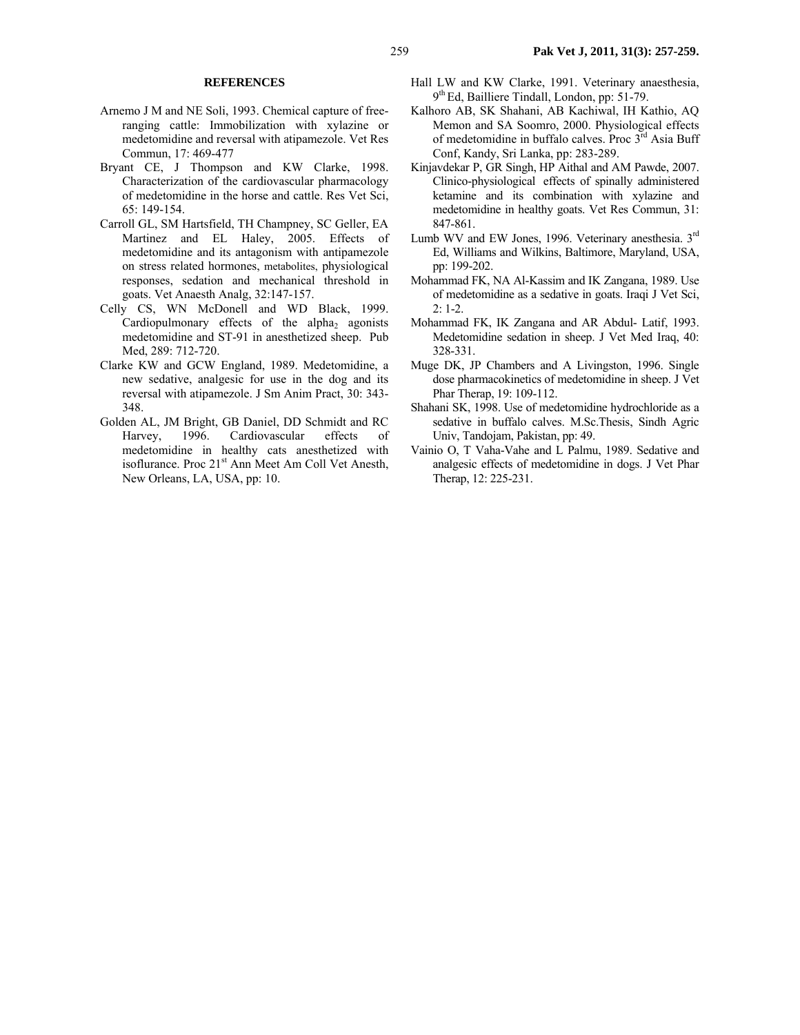## REFERENCES

Arnemo J M and NE Soli, 1993. Chemical capture of free-ranging cattle: Immobilization with xylazine or medetomidine and reversal with atipamezole. Vet Res Commun, 17: 469-477

Bryant CE, J Thompson and KW Clarke, 1998. Characterization of the cardiovascular pharmacology of medetomidine in the horse and cattle. Res Vet Sci, 65: 149-154.

Carroll GL, SM Hartsfield, TH Champney, SC Geller, EA Martinez and EL Haley, 2005. Effects of medetomidine and its antagonism with antipamezole on stress related hormones, metabolites, physiological responses, sedation and mechanical threshold in goats. Vet Anaesth Analg, 32:147-157.

Celly CS, WN McDonell and WD Black, 1999. Cardiopulmonary effects of the alpha$_2$ agonists medetomidine and ST-91 in anesthetized sheep. Pub Med, 289: 712-720.

Clarke KW and GCW England, 1989. Medetomidine, a new sedative, analgesic for use in the dog and its reversal with atipamezole. J Sm Anim Pract, 30: 343-348.

Golden AL, JM Bright, GB Daniel, DD Schmidt and RC Harvey, 1996. Cardiovascular effects of medetomidine in healthy cats anesthetized with isoflurance. Proc 21st Ann Meet Am Coll Vet Anesth, New Orleans, LA, USA, pp: 10.

Hall LW and KW Clarke, 1991. Veterinary anaesthesia, 9th Ed, Bailliere Tindall, London, pp: 51-79.

Kalhoro AB, SK Shahani, AB Kachiwal, IH Kathio, AQ Memon and SA Soomro, 2000. Physiological effects of medetomidine in buffalo calves. Proc 3rd Asia Buff Conf, Kandy, Sri Lanka, pp: 283-289.

Kinjavdekar P, GR Singh, HP Aithal and AM Pawde, 2007. Clinico-physiological effects of spinally administered ketamine and its combination with xylazine and medetomidine in healthy goats. Vet Res Commun, 31: 847-861.

Lumb WV and EW Jones, 1996. Veterinary anesthesia. 3rd Ed, Williams and Wilkins, Baltimore, Maryland, USA, pp: 199-202.

Mohammad FK, NA Al-Kassim and IK Zangana, 1989. Use of medetomidine as a sedative in goats. Iraqi J Vet Sci, 2: 1-2.

Mohammad FK, IK Zangana and AR Abdul- Latif, 1993. Medetomidine sedation in sheep. J Vet Med Iraq, 40: 328-331.

Muge DK, JP Chambers and A Livingston, 1996. Single dose pharmacokinetics of medetomidine in sheep. J Vet Phar Therap, 19: 109-112.

Shahani SK, 1998. Use of medetomidine hydrochloride as a sedative in buffalo calves. M.Sc.Thesis, Sindh Agric Univ, Tandojam, Pakistan, pp: 49.

Vainio O, T Vaha-Vahe and L Palmu, 1989. Sedative and analgesic effects of medetomidine in dogs. J Vet Phar Therap, 12: 225-231.